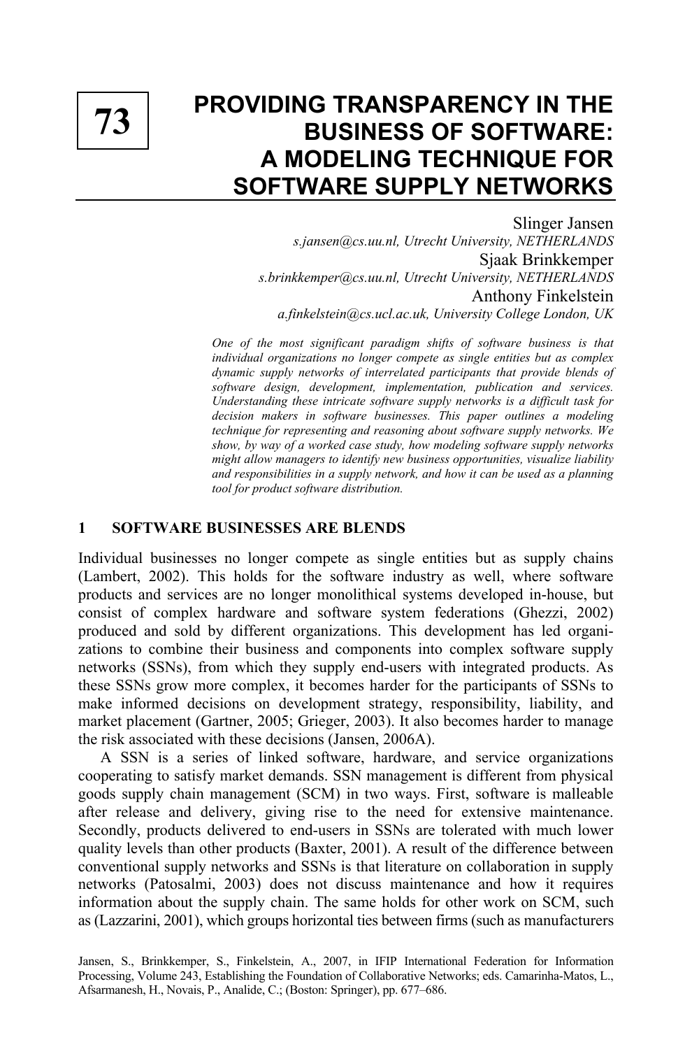# 73 PROVIDING TRANSPARENCY IN THE BUSINESS OF SOFTWARE: A MODELING TECHNIQUE FOR SOFTWARE SUPPLY NETWORKS

Slinger Jansen
*s.jansen@cs.uu.nl, Utrecht University, NETHERLANDS*

Sjaak Brinkkemper
*s.brinkkemper@cs.uu.nl, Utrecht University, NETHERLANDS*

Anthony Finkelstein
*a.finkelstein@cs.ucl.ac.uk, University College London, UK*

*One of the most significant paradigm shifts of software business is that individual organizations no longer compete as single entities but as complex dynamic supply networks of interrelated participants that provide blends of software design, development, implementation, publication and services. Understanding these intricate software supply networks is a difficult task for decision makers in software businesses. This paper outlines a modeling technique for representing and reasoning about software supply networks. We show, by way of a worked case study, how modeling software supply networks might allow managers to identify new business opportunities, visualize liability and responsibilities in a supply network, and how it can be used as a planning tool for product software distribution.*

## 1 SOFTWARE BUSINESSES ARE BLENDS

Individual businesses no longer compete as single entities but as supply chains (Lambert, 2002). This holds for the software industry as well, where software products and services are no longer monolithical systems developed in-house, but consist of complex hardware and software system federations (Ghezzi, 2002) produced and sold by different organizations. This development has led organizations to combine their business and components into complex software supply networks (SSNs), from which they supply end-users with integrated products. As these SSNs grow more complex, it becomes harder for the participants of SSNs to make informed decisions on development strategy, responsibility, liability, and market placement (Gartner, 2005; Grieger, 2003). It also becomes harder to manage the risk associated with these decisions (Jansen, 2006A).

A SSN is a series of linked software, hardware, and service organizations cooperating to satisfy market demands. SSN management is different from physical goods supply chain management (SCM) in two ways. First, software is malleable after release and delivery, giving rise to the need for extensive maintenance. Secondly, products delivered to end-users in SSNs are tolerated with much lower quality levels than other products (Baxter, 2001). A result of the difference between conventional supply networks and SSNs is that literature on collaboration in supply networks (Patosalmi, 2003) does not discuss maintenance and how it requires information about the supply chain. The same holds for other work on SCM, such as (Lazzarini, 2001), which groups horizontal ties between firms (such as manufacturers

Jansen, S., Brinkkemper, S., Finkelstein, A., 2007, in IFIP International Federation for Information Processing, Volume 243, Establishing the Foundation of Collaborative Networks; eds. Camarinha-Matos, L., Afsarmanesh, H., Novais, P., Analide, C.; (Boston: Springer), pp. 677–686.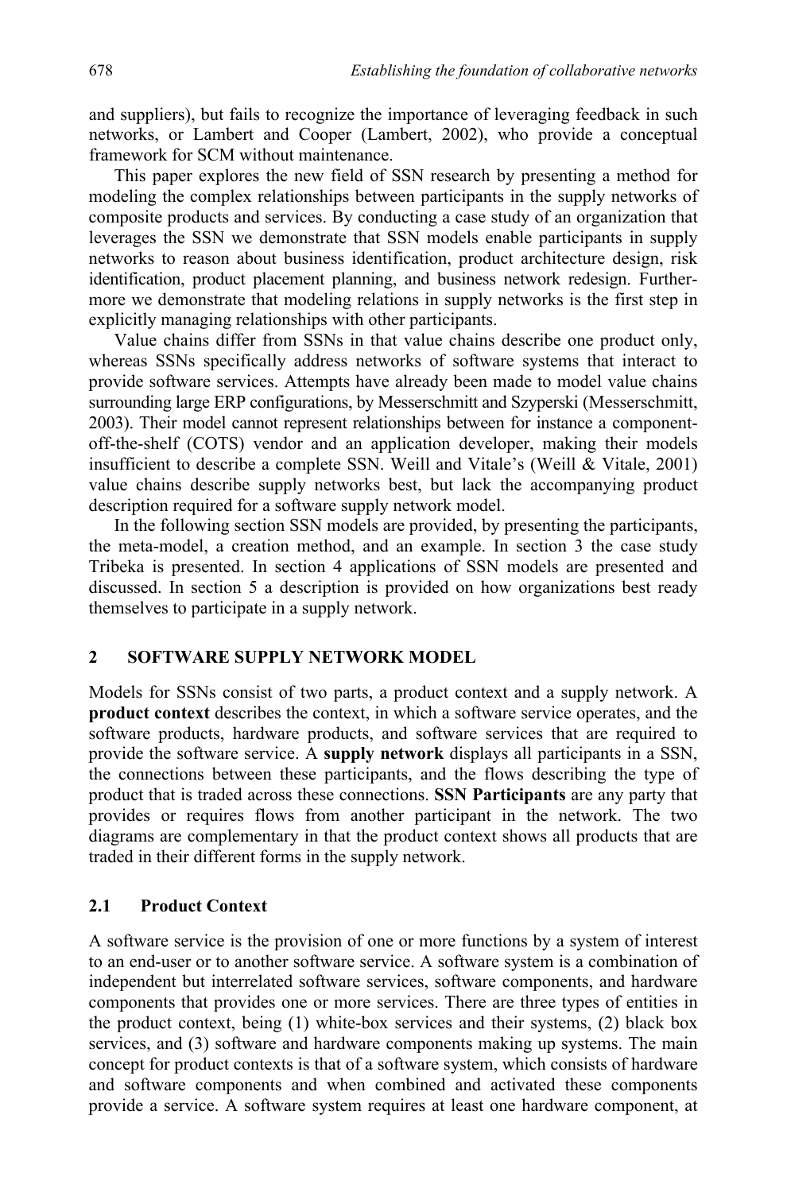and suppliers), but fails to recognize the importance of leveraging feedback in such networks, or Lambert and Cooper (Lambert, 2002), who provide a conceptual framework for SCM without maintenance.

This paper explores the new field of SSN research by presenting a method for modeling the complex relationships between participants in the supply networks of composite products and services. By conducting a case study of an organization that leverages the SSN we demonstrate that SSN models enable participants in supply networks to reason about business identification, product architecture design, risk identification, product placement planning, and business network redesign. Furthermore we demonstrate that modeling relations in supply networks is the first step in explicitly managing relationships with other participants.

Value chains differ from SSNs in that value chains describe one product only, whereas SSNs specifically address networks of software systems that interact to provide software services. Attempts have already been made to model value chains surrounding large ERP configurations, by Messerschmitt and Szyperski (Messerschmitt, 2003). Their model cannot represent relationships between for instance a component-off-the-shelf (COTS) vendor and an application developer, making their models insufficient to describe a complete SSN. Weill and Vitale's (Weill & Vitale, 2001) value chains describe supply networks best, but lack the accompanying product description required for a software supply network model.

In the following section SSN models are provided, by presenting the participants, the meta-model, a creation method, and an example. In section 3 the case study Tribeka is presented. In section 4 applications of SSN models are presented and discussed. In section 5 a description is provided on how organizations best ready themselves to participate in a supply network.

## 2 SOFTWARE SUPPLY NETWORK MODEL

Models for SSNs consist of two parts, a product context and a supply network. A **product context** describes the context, in which a software service operates, and the software products, hardware products, and software services that are required to provide the software service. A **supply network** displays all participants in a SSN, the connections between these participants, and the flows describing the type of product that is traded across these connections. **SSN Participants** are any party that provides or requires flows from another participant in the network. The two diagrams are complementary in that the product context shows all products that are traded in their different forms in the supply network.

### 2.1 Product Context

A software service is the provision of one or more functions by a system of interest to an end-user or to another software service. A software system is a combination of independent but interrelated software services, software components, and hardware components that provides one or more services. There are three types of entities in the product context, being (1) white-box services and their systems, (2) black box services, and (3) software and hardware components making up systems. The main concept for product contexts is that of a software system, which consists of hardware and software components and when combined and activated these components provide a service. A software system requires at least one hardware component, at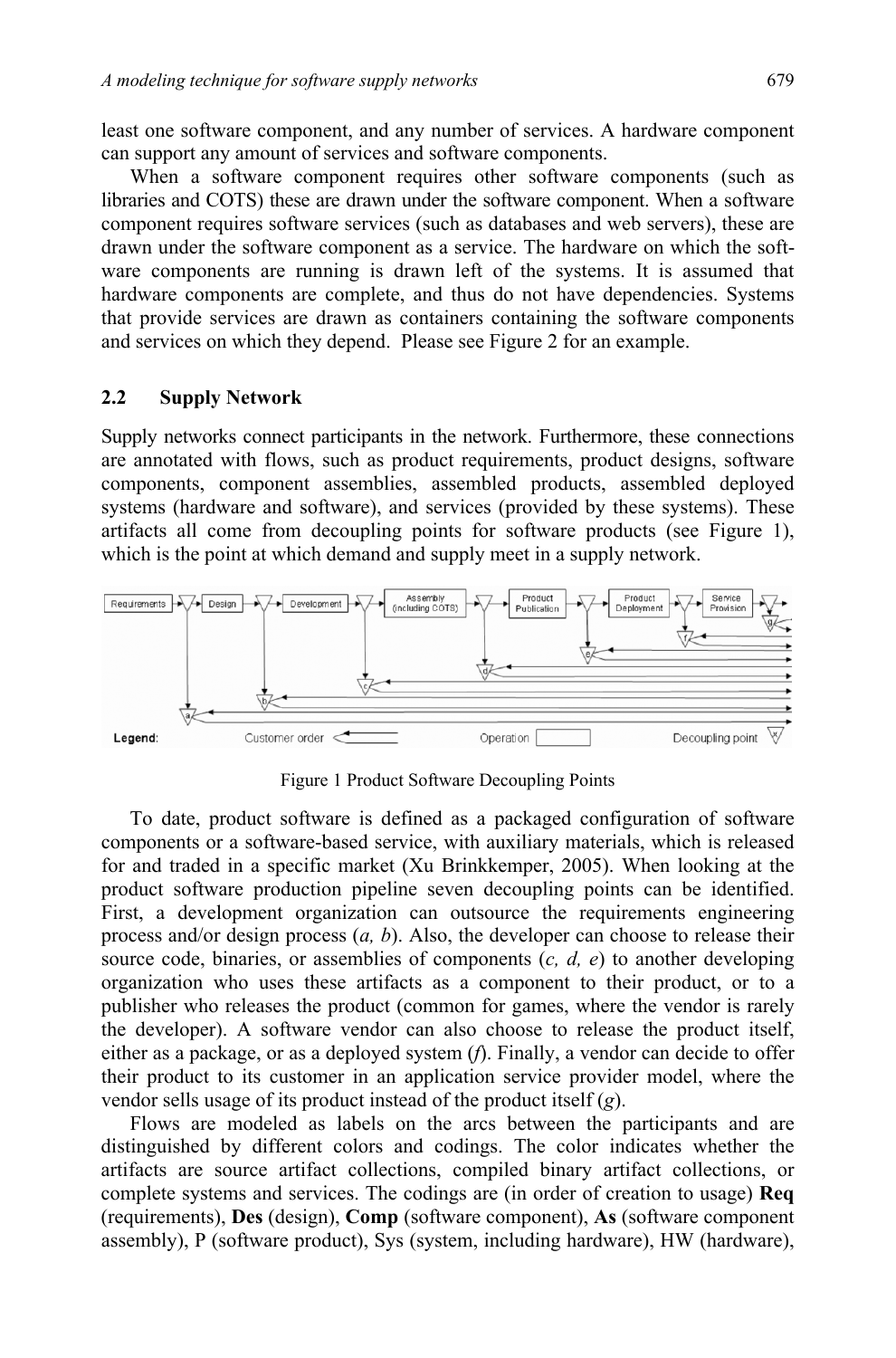least one software component, and any number of services. A hardware component can support any amount of services and software components.

When a software component requires other software components (such as libraries and COTS) these are drawn under the software component. When a software component requires software services (such as databases and web servers), these are drawn under the software component as a service. The hardware on which the software components are running is drawn left of the systems. It is assumed that hardware components are complete, and thus do not have dependencies. Systems that provide services are drawn as containers containing the software components and services on which they depend. Please see Figure 2 for an example.

### 2.2 Supply Network

Supply networks connect participants in the network. Furthermore, these connections are annotated with flows, such as product requirements, product designs, software components, component assemblies, assembled products, assembled deployed systems (hardware and software), and services (provided by these systems). These artifacts all come from decoupling points for software products (see Figure 1), which is the point at which demand and supply meet in a supply network.

Figure 1 Product Software Decoupling Points

To date, product software is defined as a packaged configuration of software components or a software-based service, with auxiliary materials, which is released for and traded in a specific market (Xu Brinkkemper, 2005). When looking at the product software production pipeline seven decoupling points can be identified. First, a development organization can outsource the requirements engineering process and/or design process (*a, b*). Also, the developer can choose to release their source code, binaries, or assemblies of components (*c, d, e*) to another developing organization who uses these artifacts as a component to their product, or to a publisher who releases the product (common for games, where the vendor is rarely the developer). A software vendor can also choose to release the product itself, either as a package, or as a deployed system (*f*). Finally, a vendor can decide to offer their product to its customer in an application service provider model, where the vendor sells usage of its product instead of the product itself (*g*).

Flows are modeled as labels on the arcs between the participants and are distinguished by different colors and codings. The color indicates whether the artifacts are source artifact collections, compiled binary artifact collections, or complete systems and services. The codings are (in order of creation to usage) **Req** (requirements), **Des** (design), **Comp** (software component), **As** (software component assembly), P (software product), Sys (system, including hardware), HW (hardware),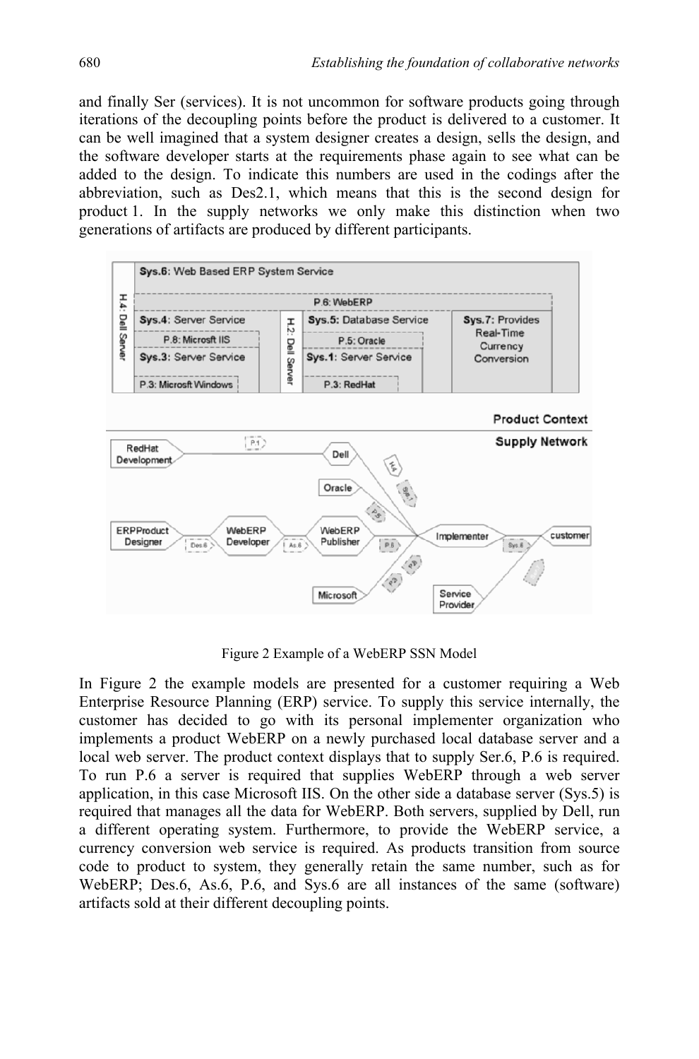and finally Ser (services). It is not uncommon for software products going through iterations of the decoupling points before the product is delivered to a customer. It can be well imagined that a system designer creates a design, sells the design, and the software developer starts at the requirements phase again to see what can be added to the design. To indicate this numbers are used in the codings after the abbreviation, such as Des2.1, which means that this is the second design for product 1. In the supply networks we only make this distinction when two generations of artifacts are produced by different participants.

Figure 2 Example of a WebERP SSN Model

In Figure 2 the example models are presented for a customer requiring a Web Enterprise Resource Planning (ERP) service. To supply this service internally, the customer has decided to go with its personal implementer organization who implements a product WebERP on a newly purchased local database server and a local web server. The product context displays that to supply Ser.6, P.6 is required. To run P.6 a server is required that supplies WebERP through a web server application, in this case Microsoft IIS. On the other side a database server (Sys.5) is required that manages all the data for WebERP. Both servers, supplied by Dell, run a different operating system. Furthermore, to provide the WebERP service, a currency conversion web service is required. As products transition from source code to product to system, they generally retain the same number, such as for WebERP; Des.6, As.6, P.6, and Sys.6 are all instances of the same (software) artifacts sold at their different decoupling points.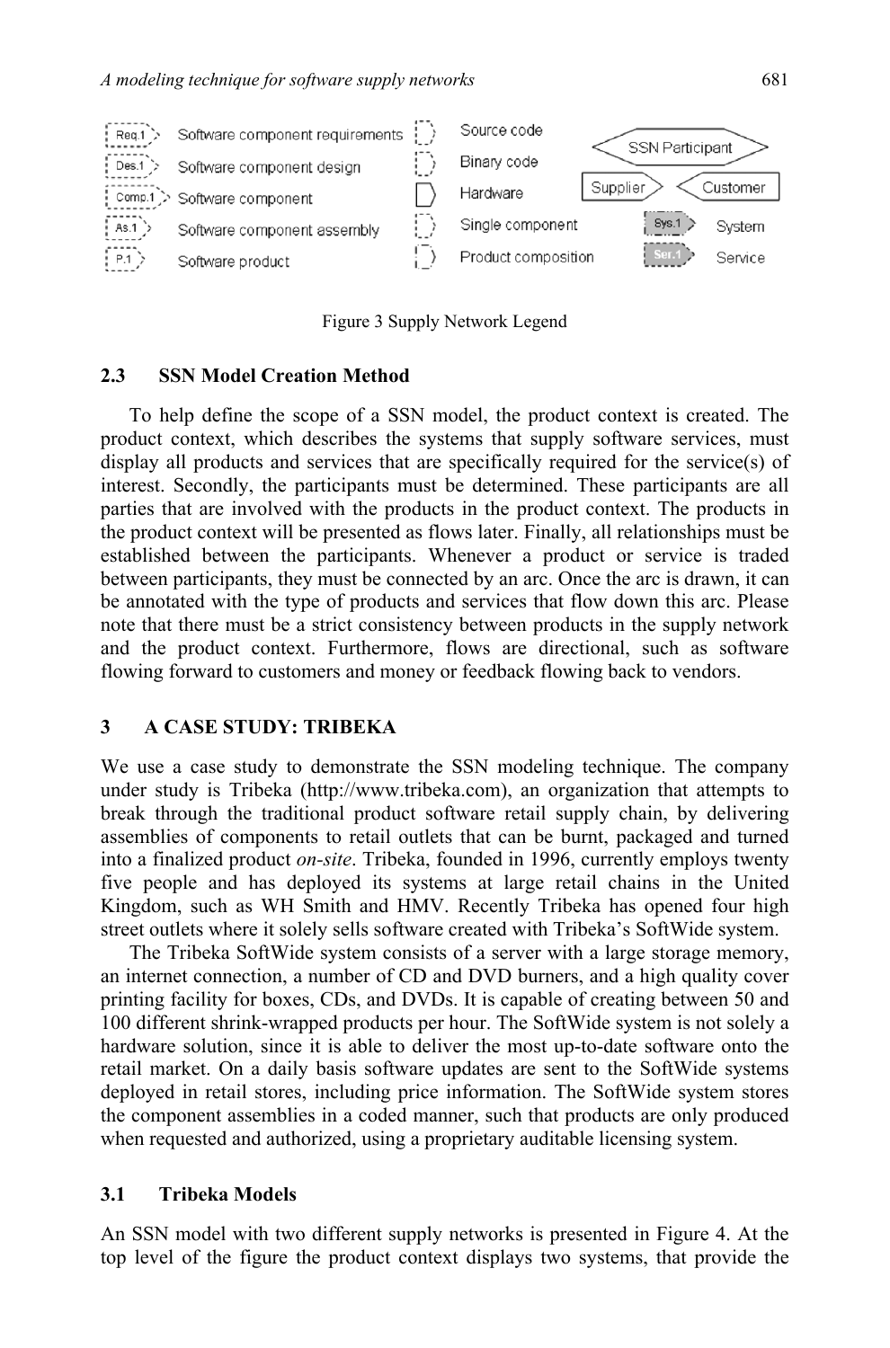Figure 3 Supply Network Legend

### 2.3 SSN Model Creation Method

To help define the scope of a SSN model, the product context is created. The product context, which describes the systems that supply software services, must display all products and services that are specifically required for the service(s) of interest. Secondly, the participants must be determined. These participants are all parties that are involved with the products in the product context. The products in the product context will be presented as flows later. Finally, all relationships must be established between the participants. Whenever a product or service is traded between participants, they must be connected by an arc. Once the arc is drawn, it can be annotated with the type of products and services that flow down this arc. Please note that there must be a strict consistency between products in the supply network and the product context. Furthermore, flows are directional, such as software flowing forward to customers and money or feedback flowing back to vendors.

## 3 A CASE STUDY: TRIBEKA

We use a case study to demonstrate the SSN modeling technique. The company under study is Tribeka (http://www.tribeka.com), an organization that attempts to break through the traditional product software retail supply chain, by delivering assemblies of components to retail outlets that can be burnt, packaged and turned into a finalized product *on-site*. Tribeka, founded in 1996, currently employs twenty five people and has deployed its systems at large retail chains in the United Kingdom, such as WH Smith and HMV. Recently Tribeka has opened four high street outlets where it solely sells software created with Tribeka's SoftWide system.

The Tribeka SoftWide system consists of a server with a large storage memory, an internet connection, a number of CD and DVD burners, and a high quality cover printing facility for boxes, CDs, and DVDs. It is capable of creating between 50 and 100 different shrink-wrapped products per hour. The SoftWide system is not solely a hardware solution, since it is able to deliver the most up-to-date software onto the retail market. On a daily basis software updates are sent to the SoftWide systems deployed in retail stores, including price information. The SoftWide system stores the component assemblies in a coded manner, such that products are only produced when requested and authorized, using a proprietary auditable licensing system.

### 3.1 Tribeka Models

An SSN model with two different supply networks is presented in Figure 4. At the top level of the figure the product context displays two systems, that provide the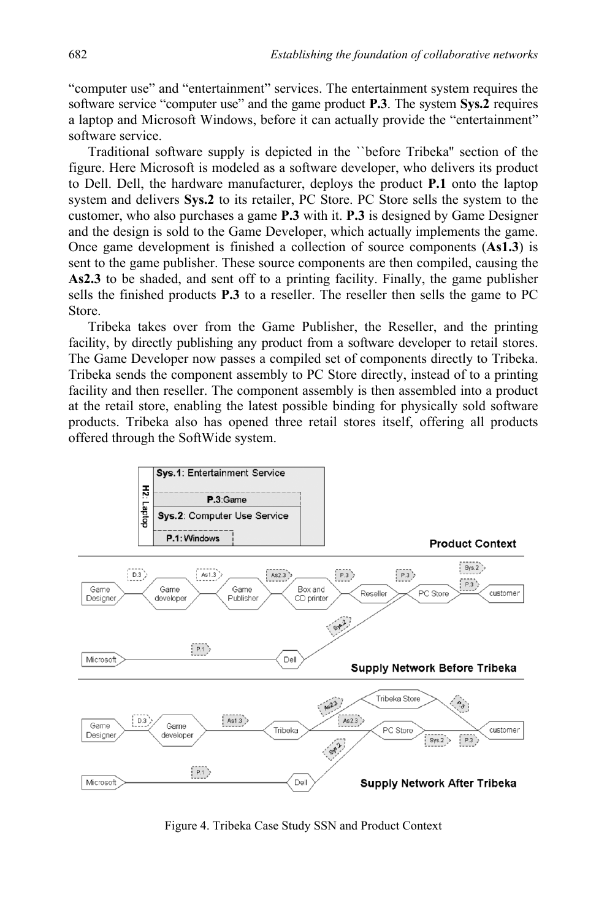"computer use" and "entertainment" services. The entertainment system requires the software service "computer use" and the game product **P.3**. The system **Sys.2** requires a laptop and Microsoft Windows, before it can actually provide the "entertainment" software service.

Traditional software supply is depicted in the ``before Tribeka'' section of the figure. Here Microsoft is modeled as a software developer, who delivers its product to Dell. Dell, the hardware manufacturer, deploys the product **P.1** onto the laptop system and delivers **Sys.2** to its retailer, PC Store. PC Store sells the system to the customer, who also purchases a game **P.3** with it. **P.3** is designed by Game Designer and the design is sold to the Game Developer, which actually implements the game. Once game development is finished a collection of source components (**As1.3**) is sent to the game publisher. These source components are then compiled, causing the **As2.3** to be shaded, and sent off to a printing facility. Finally, the game publisher sells the finished products **P.3** to a reseller. The reseller then sells the game to PC Store.

Tribeka takes over from the Game Publisher, the Reseller, and the printing facility, by directly publishing any product from a software developer to retail stores. The Game Developer now passes a compiled set of components directly to Tribeka. Tribeka sends the component assembly to PC Store directly, instead of to a printing facility and then reseller. The component assembly is then assembled into a product at the retail store, enabling the latest possible binding for physically sold software products. Tribeka also has opened three retail stores itself, offering all products offered through the SoftWide system.

Figure 4. Tribeka Case Study SSN and Product Context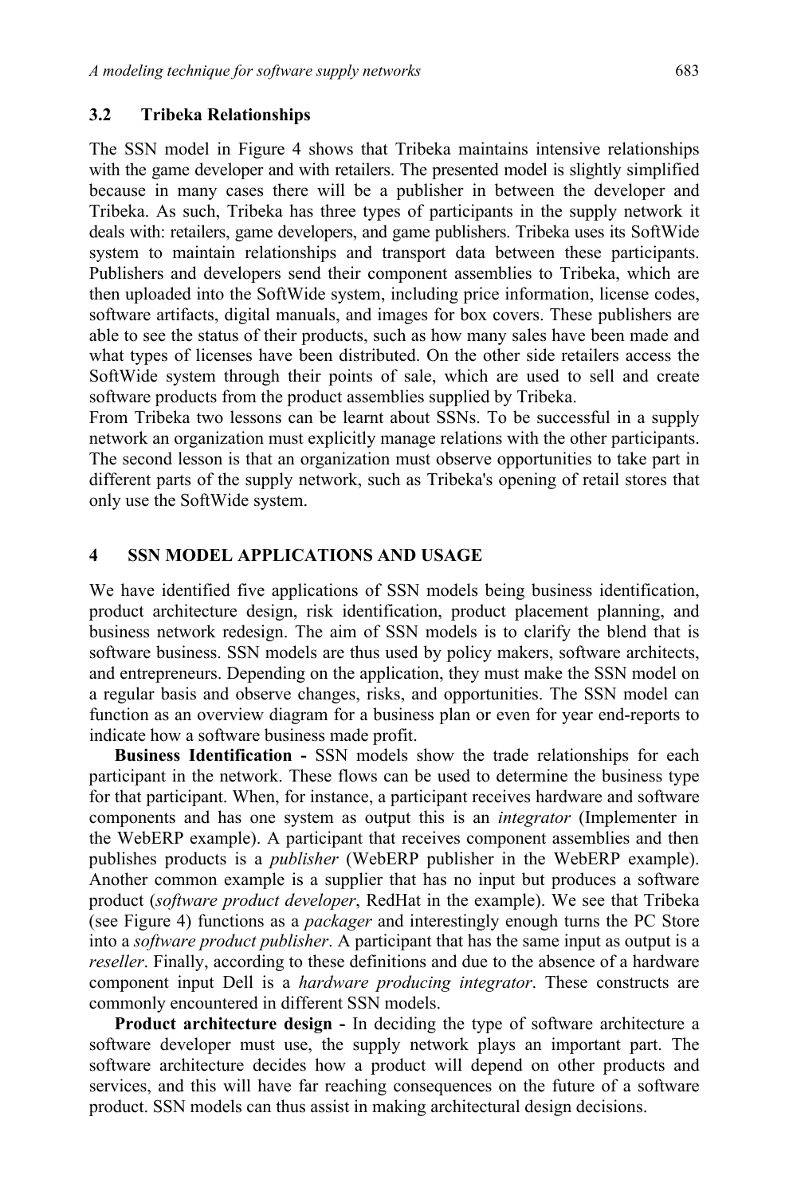### 3.2 Tribeka Relationships

The SSN model in Figure 4 shows that Tribeka maintains intensive relationships with the game developer and with retailers. The presented model is slightly simplified because in many cases there will be a publisher in between the developer and Tribeka. As such, Tribeka has three types of participants in the supply network it deals with: retailers, game developers, and game publishers. Tribeka uses its SoftWide system to maintain relationships and transport data between these participants. Publishers and developers send their component assemblies to Tribeka, which are then uploaded into the SoftWide system, including price information, license codes, software artifacts, digital manuals, and images for box covers. These publishers are able to see the status of their products, such as how many sales have been made and what types of licenses have been distributed. On the other side retailers access the SoftWide system through their points of sale, which are used to sell and create software products from the product assemblies supplied by Tribeka.

From Tribeka two lessons can be learnt about SSNs. To be successful in a supply network an organization must explicitly manage relations with the other participants. The second lesson is that an organization must observe opportunities to take part in different parts of the supply network, such as Tribeka's opening of retail stores that only use the SoftWide system.

## 4 SSN MODEL APPLICATIONS AND USAGE

We have identified five applications of SSN models being business identification, product architecture design, risk identification, product placement planning, and business network redesign. The aim of SSN models is to clarify the blend that is software business. SSN models are thus used by policy makers, software architects, and entrepreneurs. Depending on the application, they must make the SSN model on a regular basis and observe changes, risks, and opportunities. The SSN model can function as an overview diagram for a business plan or even for year end-reports to indicate how a software business made profit.

**Business Identification -** SSN models show the trade relationships for each participant in the network. These flows can be used to determine the business type for that participant. When, for instance, a participant receives hardware and software components and has one system as output this is an *integrator* (Implementer in the WebERP example). A participant that receives component assemblies and then publishes products is a *publisher* (WebERP publisher in the WebERP example). Another common example is a supplier that has no input but produces a software product (*software product developer*, RedHat in the example). We see that Tribeka (see Figure 4) functions as a *packager* and interestingly enough turns the PC Store into a *software product publisher*. A participant that has the same input as output is a *reseller*. Finally, according to these definitions and due to the absence of a hardware component input Dell is a *hardware producing integrator*. These constructs are commonly encountered in different SSN models.

**Product architecture design -** In deciding the type of software architecture a software developer must use, the supply network plays an important part. The software architecture decides how a product will depend on other products and services, and this will have far reaching consequences on the future of a software product. SSN models can thus assist in making architectural design decisions.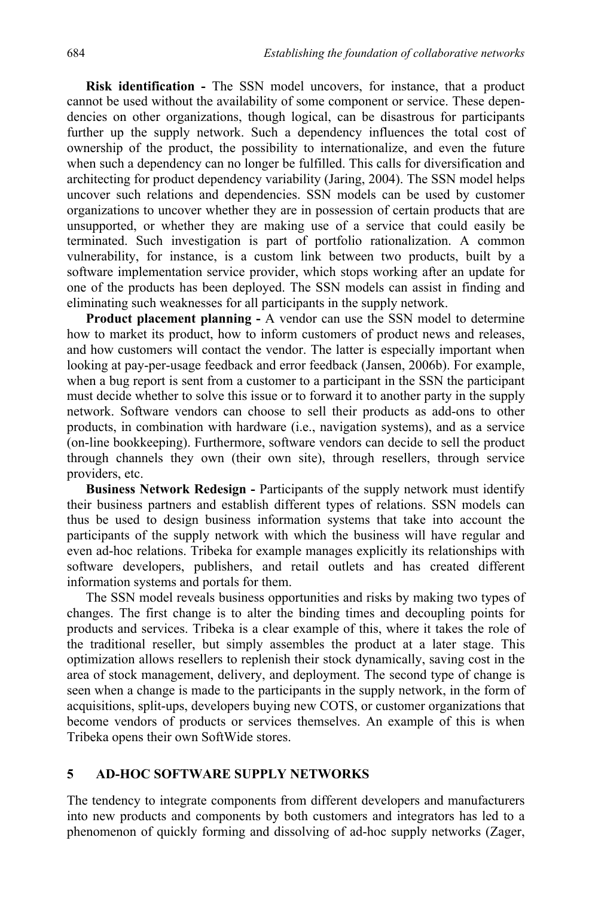**Risk identification -** The SSN model uncovers, for instance, that a product cannot be used without the availability of some component or service. These dependencies on other organizations, though logical, can be disastrous for participants further up the supply network. Such a dependency influences the total cost of ownership of the product, the possibility to internationalize, and even the future when such a dependency can no longer be fulfilled. This calls for diversification and architecting for product dependency variability (Jaring, 2004). The SSN model helps uncover such relations and dependencies. SSN models can be used by customer organizations to uncover whether they are in possession of certain products that are unsupported, or whether they are making use of a service that could easily be terminated. Such investigation is part of portfolio rationalization. A common vulnerability, for instance, is a custom link between two products, built by a software implementation service provider, which stops working after an update for one of the products has been deployed. The SSN models can assist in finding and eliminating such weaknesses for all participants in the supply network.

**Product placement planning -** A vendor can use the SSN model to determine how to market its product, how to inform customers of product news and releases, and how customers will contact the vendor. The latter is especially important when looking at pay-per-usage feedback and error feedback (Jansen, 2006b). For example, when a bug report is sent from a customer to a participant in the SSN the participant must decide whether to solve this issue or to forward it to another party in the supply network. Software vendors can choose to sell their products as add-ons to other products, in combination with hardware (i.e., navigation systems), and as a service (on-line bookkeeping). Furthermore, software vendors can decide to sell the product through channels they own (their own site), through resellers, through service providers, etc.

**Business Network Redesign -** Participants of the supply network must identify their business partners and establish different types of relations. SSN models can thus be used to design business information systems that take into account the participants of the supply network with which the business will have regular and even ad-hoc relations. Tribeka for example manages explicitly its relationships with software developers, publishers, and retail outlets and has created different information systems and portals for them.

The SSN model reveals business opportunities and risks by making two types of changes. The first change is to alter the binding times and decoupling points for products and services. Tribeka is a clear example of this, where it takes the role of the traditional reseller, but simply assembles the product at a later stage. This optimization allows resellers to replenish their stock dynamically, saving cost in the area of stock management, delivery, and deployment. The second type of change is seen when a change is made to the participants in the supply network, in the form of acquisitions, split-ups, developers buying new COTS, or customer organizations that become vendors of products or services themselves. An example of this is when Tribeka opens their own SoftWide stores.

## 5 AD-HOC SOFTWARE SUPPLY NETWORKS

The tendency to integrate components from different developers and manufacturers into new products and components by both customers and integrators has led to a phenomenon of quickly forming and dissolving of ad-hoc supply networks (Zager,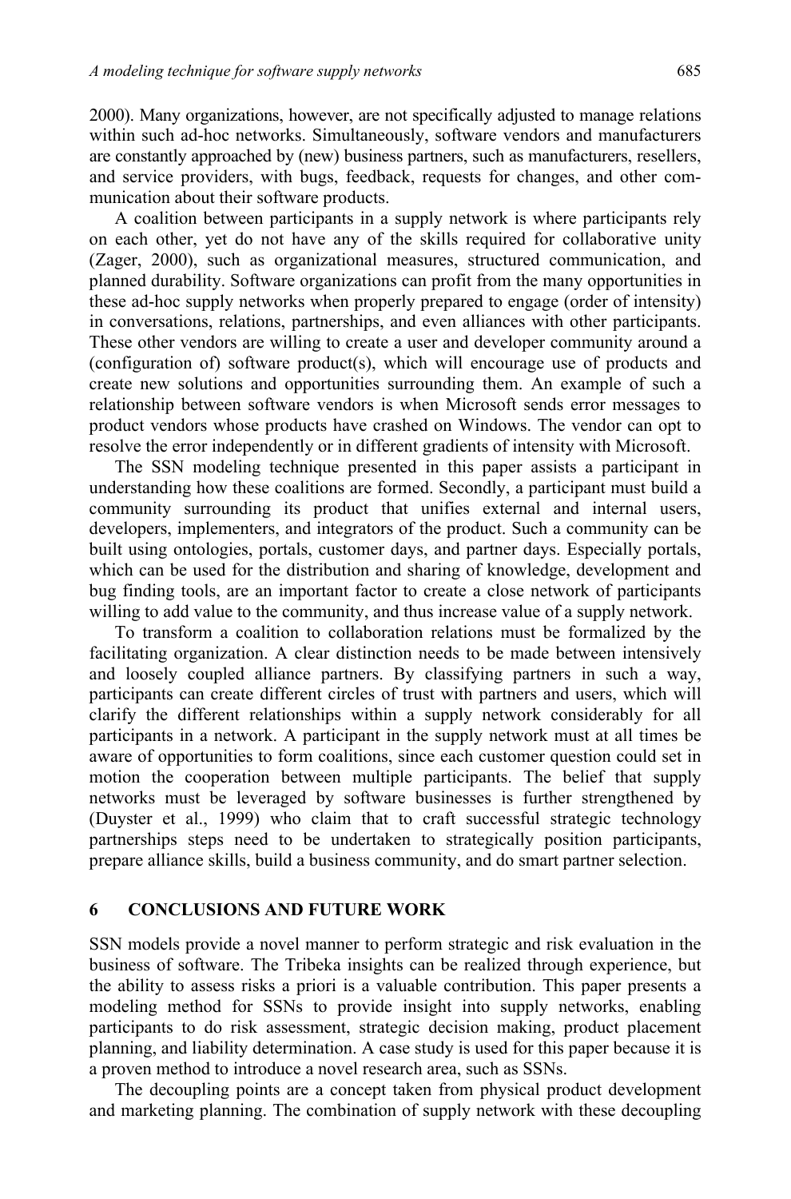2000). Many organizations, however, are not specifically adjusted to manage relations within such ad-hoc networks. Simultaneously, software vendors and manufacturers are constantly approached by (new) business partners, such as manufacturers, resellers, and service providers, with bugs, feedback, requests for changes, and other communication about their software products.

A coalition between participants in a supply network is where participants rely on each other, yet do not have any of the skills required for collaborative unity (Zager, 2000), such as organizational measures, structured communication, and planned durability. Software organizations can profit from the many opportunities in these ad-hoc supply networks when properly prepared to engage (order of intensity) in conversations, relations, partnerships, and even alliances with other participants. These other vendors are willing to create a user and developer community around a (configuration of) software product(s), which will encourage use of products and create new solutions and opportunities surrounding them. An example of such a relationship between software vendors is when Microsoft sends error messages to product vendors whose products have crashed on Windows. The vendor can opt to resolve the error independently or in different gradients of intensity with Microsoft.

The SSN modeling technique presented in this paper assists a participant in understanding how these coalitions are formed. Secondly, a participant must build a community surrounding its product that unifies external and internal users, developers, implementers, and integrators of the product. Such a community can be built using ontologies, portals, customer days, and partner days. Especially portals, which can be used for the distribution and sharing of knowledge, development and bug finding tools, are an important factor to create a close network of participants willing to add value to the community, and thus increase value of a supply network.

To transform a coalition to collaboration relations must be formalized by the facilitating organization. A clear distinction needs to be made between intensively and loosely coupled alliance partners. By classifying partners in such a way, participants can create different circles of trust with partners and users, which will clarify the different relationships within a supply network considerably for all participants in a network. A participant in the supply network must at all times be aware of opportunities to form coalitions, since each customer question could set in motion the cooperation between multiple participants. The belief that supply networks must be leveraged by software businesses is further strengthened by (Duyster et al., 1999) who claim that to craft successful strategic technology partnerships steps need to be undertaken to strategically position participants, prepare alliance skills, build a business community, and do smart partner selection.

## 6 CONCLUSIONS AND FUTURE WORK

SSN models provide a novel manner to perform strategic and risk evaluation in the business of software. The Tribeka insights can be realized through experience, but the ability to assess risks a priori is a valuable contribution. This paper presents a modeling method for SSNs to provide insight into supply networks, enabling participants to do risk assessment, strategic decision making, product placement planning, and liability determination. A case study is used for this paper because it is a proven method to introduce a novel research area, such as SSNs.

The decoupling points are a concept taken from physical product development and marketing planning. The combination of supply network with these decoupling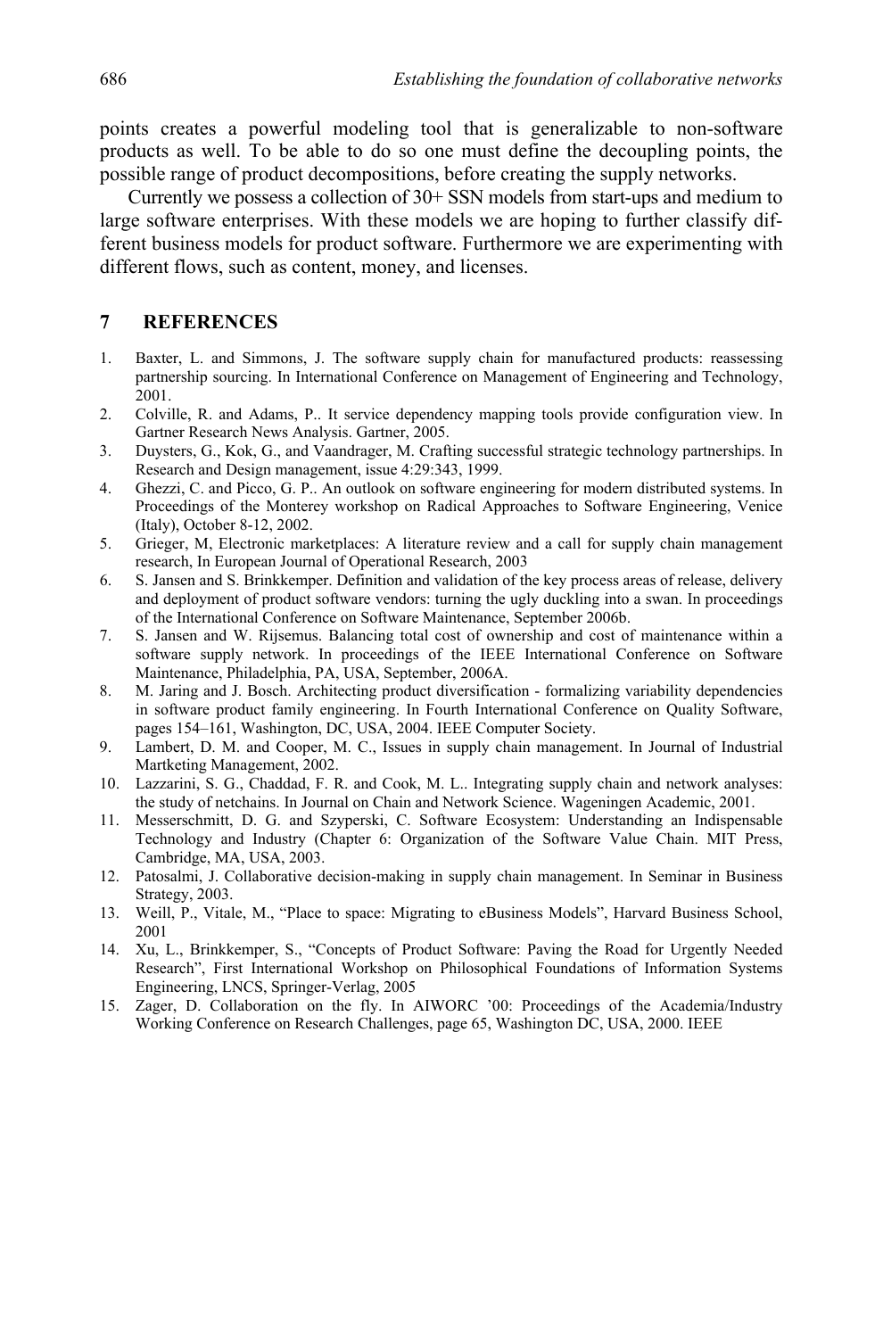points creates a powerful modeling tool that is generalizable to non-software products as well. To be able to do so one must define the decoupling points, the possible range of product decompositions, before creating the supply networks.

Currently we possess a collection of 30+ SSN models from start-ups and medium to large software enterprises. With these models we are hoping to further classify different business models for product software. Furthermore we are experimenting with different flows, such as content, money, and licenses.

## 7 REFERENCES

1. Baxter, L. and Simmons, J. The software supply chain for manufactured products: reassessing partnership sourcing. In International Conference on Management of Engineering and Technology, 2001.
2. Colville, R. and Adams, P.. It service dependency mapping tools provide configuration view. In Gartner Research News Analysis. Gartner, 2005.
3. Duysters, G., Kok, G., and Vaandrager, M. Crafting successful strategic technology partnerships. In Research and Design management, issue 4:29:343, 1999.
4. Ghezzi, C. and Picco, G. P.. An outlook on software engineering for modern distributed systems. In Proceedings of the Monterey workshop on Radical Approaches to Software Engineering, Venice (Italy), October 8-12, 2002.
5. Grieger, M, Electronic marketplaces: A literature review and a call for supply chain management research, In European Journal of Operational Research, 2003
6. S. Jansen and S. Brinkkemper. Definition and validation of the key process areas of release, delivery and deployment of product software vendors: turning the ugly duckling into a swan. In proceedings of the International Conference on Software Maintenance, September 2006b.
7. S. Jansen and W. Rijsemus. Balancing total cost of ownership and cost of maintenance within a software supply network. In proceedings of the IEEE International Conference on Software Maintenance, Philadelphia, PA, USA, September, 2006A.
8. M. Jaring and J. Bosch. Architecting product diversification - formalizing variability dependencies in software product family engineering. In Fourth International Conference on Quality Software, pages 154–161, Washington, DC, USA, 2004. IEEE Computer Society.
9. Lambert, D. M. and Cooper, M. C., Issues in supply chain management. In Journal of Industrial Martketing Management, 2002.
10. Lazzarini, S. G., Chaddad, F. R. and Cook, M. L.. Integrating supply chain and network analyses: the study of netchains. In Journal on Chain and Network Science. Wageningen Academic, 2001.
11. Messerschmitt, D. G. and Szyperski, C. Software Ecosystem: Understanding an Indispensable Technology and Industry (Chapter 6: Organization of the Software Value Chain. MIT Press, Cambridge, MA, USA, 2003.
12. Patosalmi, J. Collaborative decision-making in supply chain management. In Seminar in Business Strategy, 2003.
13. Weill, P., Vitale, M., "Place to space: Migrating to eBusiness Models", Harvard Business School, 2001
14. Xu, L., Brinkkemper, S., "Concepts of Product Software: Paving the Road for Urgently Needed Research", First International Workshop on Philosophical Foundations of Information Systems Engineering, LNCS, Springer-Verlag, 2005
15. Zager, D. Collaboration on the fly. In AIWORC '00: Proceedings of the Academia/Industry Working Conference on Research Challenges, page 65, Washington DC, USA, 2000. IEEE